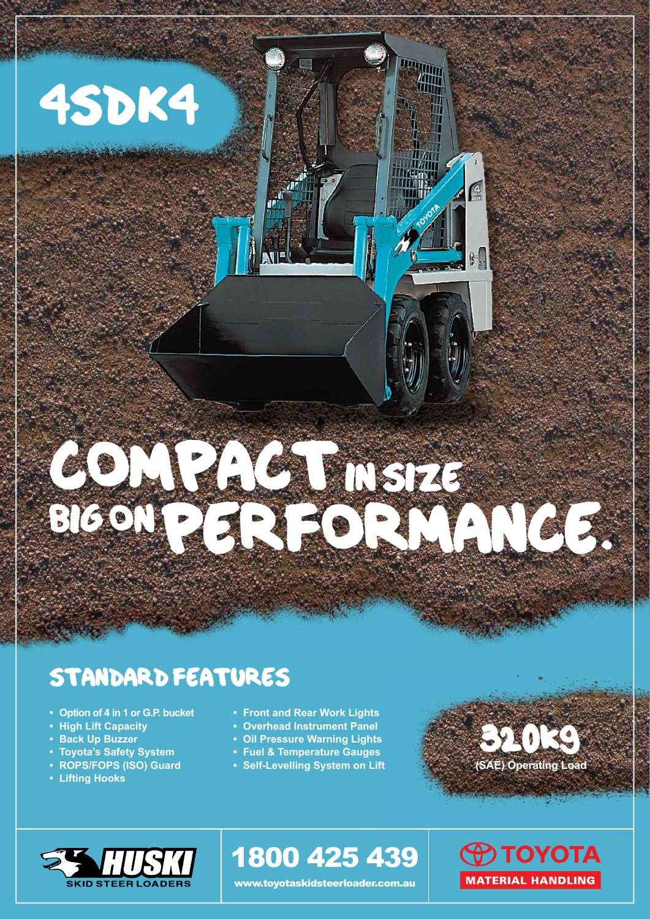# 4SDK4

# COMPACT IN SIZE BIG ON PERFORMANCE.

## STANDARD FEATURES

- Option of 4 in 1 or G.P. bucket
- High Lift Capacity
- Back Up Buzzer
- Toyota's Safety System
- ROPS/FOPS (ISO) Guard
- Lifting Hooks
- Front and Rear Work Lights
- Overhead Instrument Panel
- Oil Pressure Warning Lights
- Fuel & Temperature Gauges
- Self-Levelling System on Lift

**320kg**
(SAE) Operating Load

HUSKI SKID STEER LOADERS

**1800 425 439**
www.toyotaskidsteerloader.com.au

TOYOTA MATERIAL HANDLING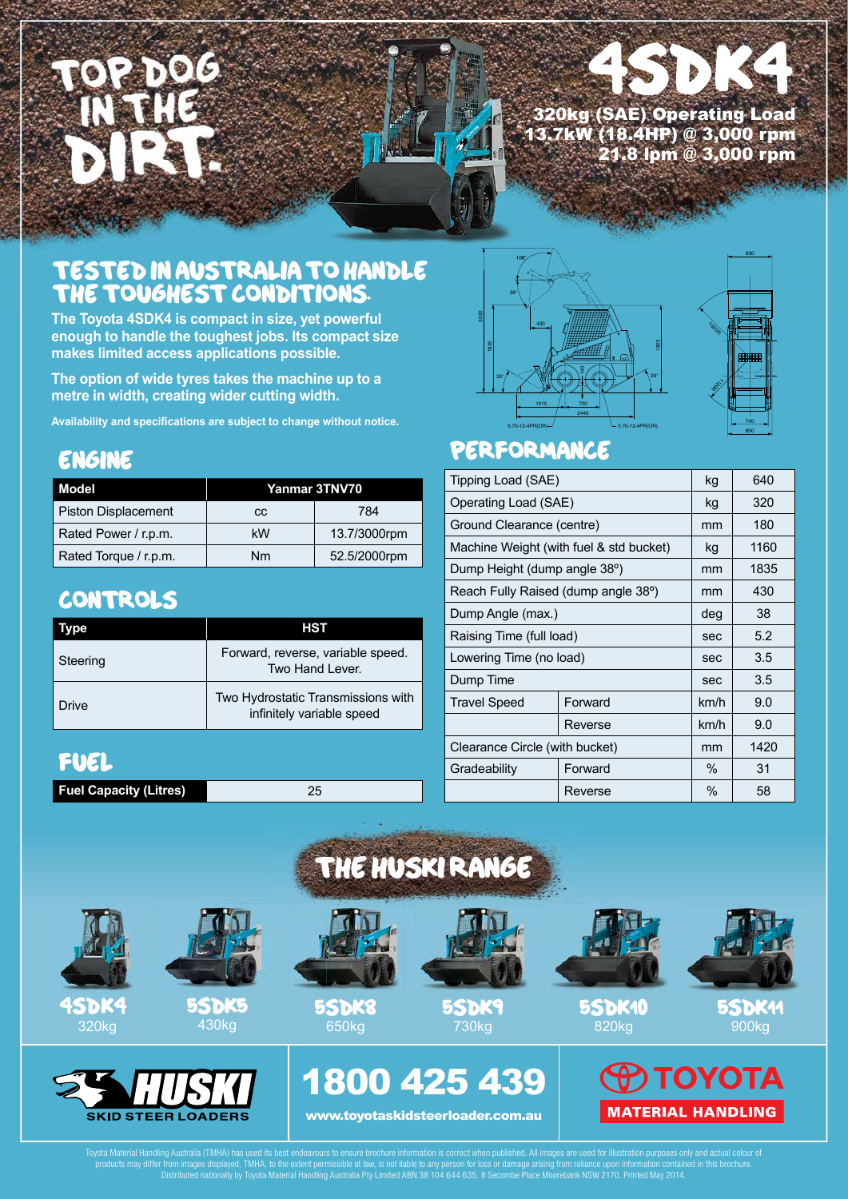# TOP DOG IN THE DIRT.

# 4SDK4

**320kg (SAE) Operating Load**
**13.7kW (18.4HP) @ 3,000 rpm**
**21.8 lpm @ 3,000 rpm**

## TESTED IN AUSTRALIA TO HANDLE THE TOUGHEST CONDITIONS.

**The Toyota 4SDK4 is compact in size, yet powerful enough to handle the toughest jobs. Its compact size makes limited access applications possible.**

**The option of wide tyres takes the machine up to a metre in width, creating wider cutting width.**

**Availability and specifications are subject to change without notice.**

## ENGINE

| Model | Yanmar 3TNV70 | |
|---|---|---|
| Piston Displacement | cc | 784 |
| Rated Power / r.p.m. | kW | 13.7/3000rpm |
| Rated Torque / r.p.m. | Nm | 52.5/2000rpm |

## CONTROLS

| Type | HST |
|---|---|
| Steering | Forward, reverse, variable speed. Two Hand Lever. |
| Drive | Two Hydrostatic Transmissions with infinitely variable speed |

## FUEL

| Fuel Capacity (Litres) | 25 |
|---|---|

100°
38°
3030
1835
430
1825
30°
29°
1015
720
2445
5.70-12-4PR(OR)
5.70-12-4PR(OR)
900
1420
740
890

## PERFORMANCE

| | | | |
|---|---|---|---|
| Tipping Load (SAE) | | kg | 640 |
| Operating Load (SAE) | | kg | 320 |
| Ground Clearance (centre) | | mm | 180 |
| Machine Weight (with fuel & std bucket) | | kg | 1160 |
| Dump Height (dump angle 38º) | | mm | 1835 |
| Reach Fully Raised (dump angle 38º) | | mm | 430 |
| Dump Angle (max.) | | deg | 38 |
| Raising Time (full load) | | sec | 5.2 |
| Lowering Time (no load) | | sec | 3.5 |
| Dump Time | | sec | 3.5 |
| Travel Speed | Forward | km/h | 9.0 |
| | Reverse | km/h | 9.0 |
| Clearance Circle (with bucket) | | mm | 1420 |
| Gradeability | Forward | % | 31 |
| | Reverse | % | 58 |

## THE HUSKI RANGE

4SDK4 320kg
5SDK5 430kg
5SDK8 650kg
5SDK9 730kg
5SDK10 820kg
5SDK11 900kg

HUSKI SKID STEER LOADERS

**1800 425 439**
**www.toyotaskidsteerloader.com.au**

TOYOTA MATERIAL HANDLING

Toyota Material Handling Australia (TMHA) has used its best endeavours to ensure brochure information is correct when published. All images are used for illustration purposes only and actual colour of products may differ from images displayed. TMHA, to the extent permissible at law, is not liable to any person for loss or damage arising from reliance upon information contained in this brochure. Distributed nationally by Toyota Material Handling Australia Pty Limited ABN 38 104 644 635. 8 Secombe Place Moorebank NSW 2170. Printed May 2014.